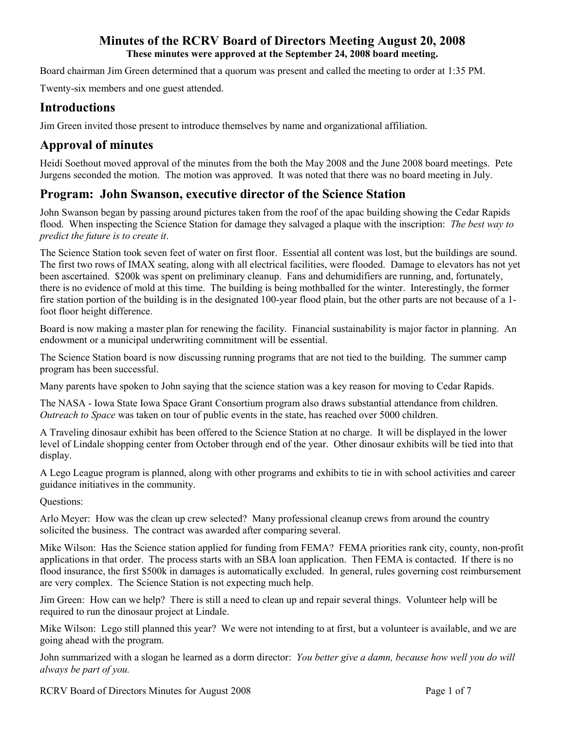# Minutes of the RCRV Board of Directors Meeting August 20, 2008

**These minutes were approved at the September 24, 2008 board meeting.**

Board chairman Jim Green determined that a quorum was present and called the meeting to order at 1:35 PM.

Twenty-six members and one guest attended.

## Introductions

Jim Green invited those present to introduce themselves by name and organizational affiliation.

## Approval of minutes

Heidi Soethout moved approval of the minutes from the both the May 2008 and the June 2008 board meetings. Pete Jurgens seconded the motion. The motion was approved. It was noted that there was no board meeting in July.

## Program: John Swanson, executive director of the Science Station

John Swanson began by passing around pictures taken from the roof of the apac building showing the Cedar Rapids flood. When inspecting the Science Station for damage they salvaged a plaque with the inscription: *The best way to predict the future is to create it*.

The Science Station took seven feet of water on first floor. Essential all content was lost, but the buildings are sound. The first two rows of IMAX seating, along with all electrical facilities, were flooded. Damage to elevators has not yet been ascertained. $200k was spent on preliminary cleanup. Fans and dehumidifiers are running, and, fortunately, there is no evidence of mold at this time. The building is being mothballed for the winter. Interestingly, the former fire station portion of the building is in the designated 100-year flood plain, but the other parts are not because of a 1-foot floor height difference.

Board is now making a master plan for renewing the facility. Financial sustainability is major factor in planning. An endowment or a municipal underwriting commitment will be essential.

The Science Station board is now discussing running programs that are not tied to the building. The summer camp program has been successful.

Many parents have spoken to John saying that the science station was a key reason for moving to Cedar Rapids.

The NASA - Iowa State Iowa Space Grant Consortium program also draws substantial attendance from children. *Outreach to Space* was taken on tour of public events in the state, has reached over 5000 children.

A Traveling dinosaur exhibit has been offered to the Science Station at no charge. It will be displayed in the lower level of Lindale shopping center from October through end of the year. Other dinosaur exhibits will be tied into that display.

A Lego League program is planned, along with other programs and exhibits to tie in with school activities and career guidance initiatives in the community.

Questions:

Arlo Meyer: How was the clean up crew selected? Many professional cleanup crews from around the country solicited the business. The contract was awarded after comparing several.

Mike Wilson: Has the Science station applied for funding from FEMA? FEMA priorities rank city, county, non-profit applications in that order. The process starts with an SBA loan application. Then FEMA is contacted. If there is no flood insurance, the first $500k in damages is automatically excluded. In general, rules governing cost reimbursement are very complex. The Science Station is not expecting much help.

Jim Green: How can we help? There is still a need to clean up and repair several things. Volunteer help will be required to run the dinosaur project at Lindale.

Mike Wilson: Lego still planned this year? We were not intending to at first, but a volunteer is available, and we are going ahead with the program.

John summarized with a slogan he learned as a dorm director: *You better give a damn, because how well you do will always be part of you.*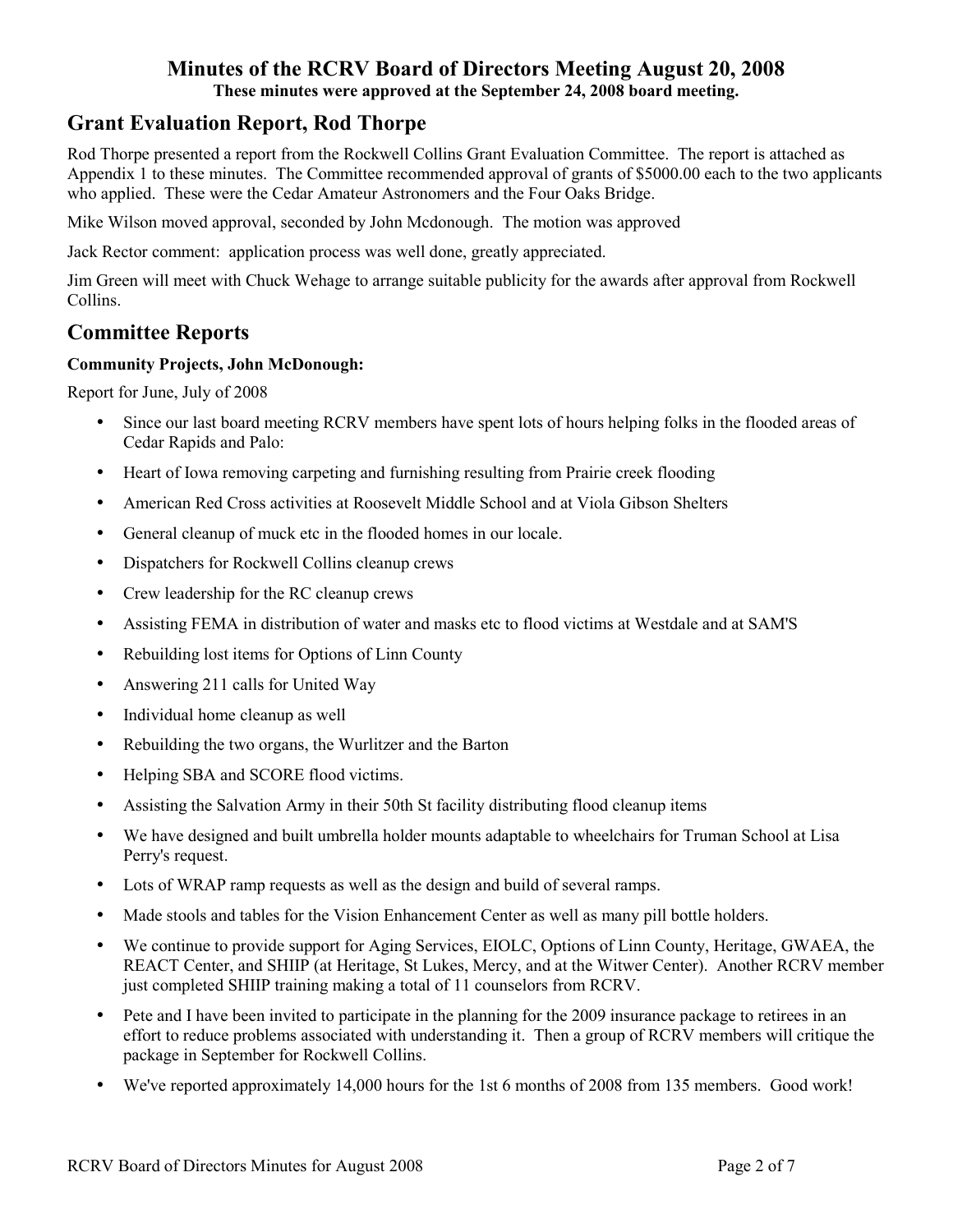# Minutes of the RCRV Board of Directors Meeting August 20, 2008

**These minutes were approved at the September 24, 2008 board meeting.**

## Grant Evaluation Report, Rod Thorpe

Rod Thorpe presented a report from the Rockwell Collins Grant Evaluation Committee. The report is attached as Appendix 1 to these minutes. The Committee recommended approval of grants of $5000.00 each to the two applicants who applied. These were the Cedar Amateur Astronomers and the Four Oaks Bridge.

Mike Wilson moved approval, seconded by John Mcdonough. The motion was approved

Jack Rector comment: application process was well done, greatly appreciated.

Jim Green will meet with Chuck Wehage to arrange suitable publicity for the awards after approval from Rockwell Collins.

## Committee Reports

**Community Projects, John McDonough:**

Report for June, July of 2008

- Since our last board meeting RCRV members have spent lots of hours helping folks in the flooded areas of Cedar Rapids and Palo:
- Heart of Iowa removing carpeting and furnishing resulting from Prairie creek flooding
- American Red Cross activities at Roosevelt Middle School and at Viola Gibson Shelters
- General cleanup of muck etc in the flooded homes in our locale.
- Dispatchers for Rockwell Collins cleanup crews
- Crew leadership for the RC cleanup crews
- Assisting FEMA in distribution of water and masks etc to flood victims at Westdale and at SAM'S
- Rebuilding lost items for Options of Linn County
- Answering 211 calls for United Way
- Individual home cleanup as well
- Rebuilding the two organs, the Wurlitzer and the Barton
- Helping SBA and SCORE flood victims.
- Assisting the Salvation Army in their 50th St facility distributing flood cleanup items
- We have designed and built umbrella holder mounts adaptable to wheelchairs for Truman School at Lisa Perry's request.
- Lots of WRAP ramp requests as well as the design and build of several ramps.
- Made stools and tables for the Vision Enhancement Center as well as many pill bottle holders.
- We continue to provide support for Aging Services, EIOLC, Options of Linn County, Heritage, GWAEA, the REACT Center, and SHIIP (at Heritage, St Lukes, Mercy, and at the Witwer Center). Another RCRV member just completed SHIIP training making a total of 11 counselors from RCRV.
- Pete and I have been invited to participate in the planning for the 2009 insurance package to retirees in an effort to reduce problems associated with understanding it. Then a group of RCRV members will critique the package in September for Rockwell Collins.
- We've reported approximately 14,000 hours for the 1st 6 months of 2008 from 135 members. Good work!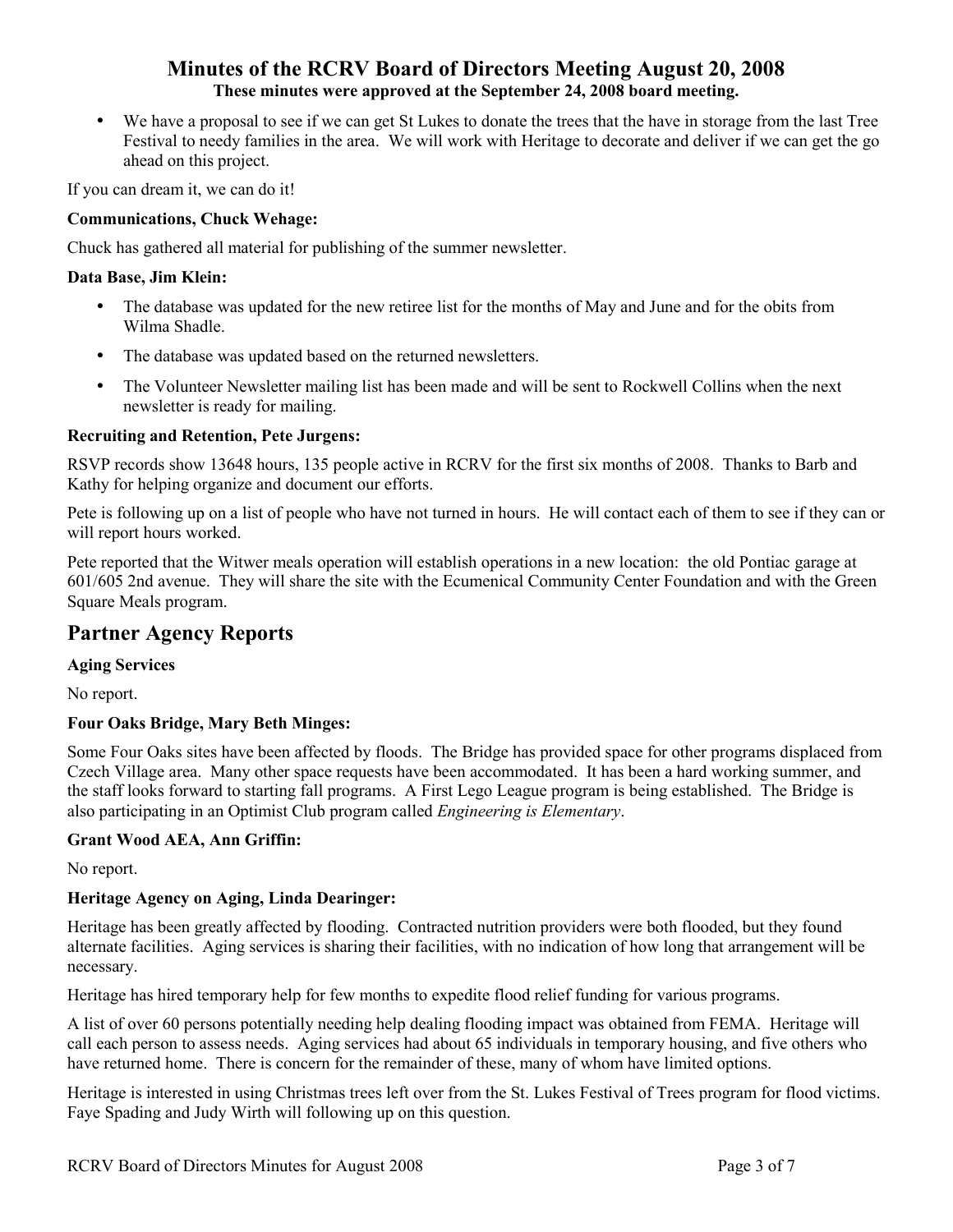- We have a proposal to see if we can get St Lukes to donate the trees that the have in storage from the last Tree Festival to needy families in the area. We will work with Heritage to decorate and deliver if we can get the go ahead on this project.

If you can dream it, we can do it!

**Communications, Chuck Wehage:**

Chuck has gathered all material for publishing of the summer newsletter.

**Data Base, Jim Klein:**

- The database was updated for the new retiree list for the months of May and June and for the obits from Wilma Shadle.
- The database was updated based on the returned newsletters.
- The Volunteer Newsletter mailing list has been made and will be sent to Rockwell Collins when the next newsletter is ready for mailing.

**Recruiting and Retention, Pete Jurgens:**

RSVP records show 13648 hours, 135 people active in RCRV for the first six months of 2008. Thanks to Barb and Kathy for helping organize and document our efforts.

Pete is following up on a list of people who have not turned in hours. He will contact each of them to see if they can or will report hours worked.

Pete reported that the Witwer meals operation will establish operations in a new location: the old Pontiac garage at 601/605 2nd avenue. They will share the site with the Ecumenical Community Center Foundation and with the Green Square Meals program.

## Partner Agency Reports

**Aging Services**

No report.

**Four Oaks Bridge, Mary Beth Minges:**

Some Four Oaks sites have been affected by floods. The Bridge has provided space for other programs displaced from Czech Village area. Many other space requests have been accommodated. It has been a hard working summer, and the staff looks forward to starting fall programs. A First Lego League program is being established. The Bridge is also participating in an Optimist Club program called *Engineering is Elementary*.

**Grant Wood AEA, Ann Griffin:**

No report.

**Heritage Agency on Aging, Linda Dearinger:**

Heritage has been greatly affected by flooding. Contracted nutrition providers were both flooded, but they found alternate facilities. Aging services is sharing their facilities, with no indication of how long that arrangement will be necessary.

Heritage has hired temporary help for few months to expedite flood relief funding for various programs.

A list of over 60 persons potentially needing help dealing flooding impact was obtained from FEMA. Heritage will call each person to assess needs. Aging services had about 65 individuals in temporary housing, and five others who have returned home. There is concern for the remainder of these, many of whom have limited options.

Heritage is interested in using Christmas trees left over from the St. Lukes Festival of Trees program for flood victims. Faye Spading and Judy Wirth will following up on this question.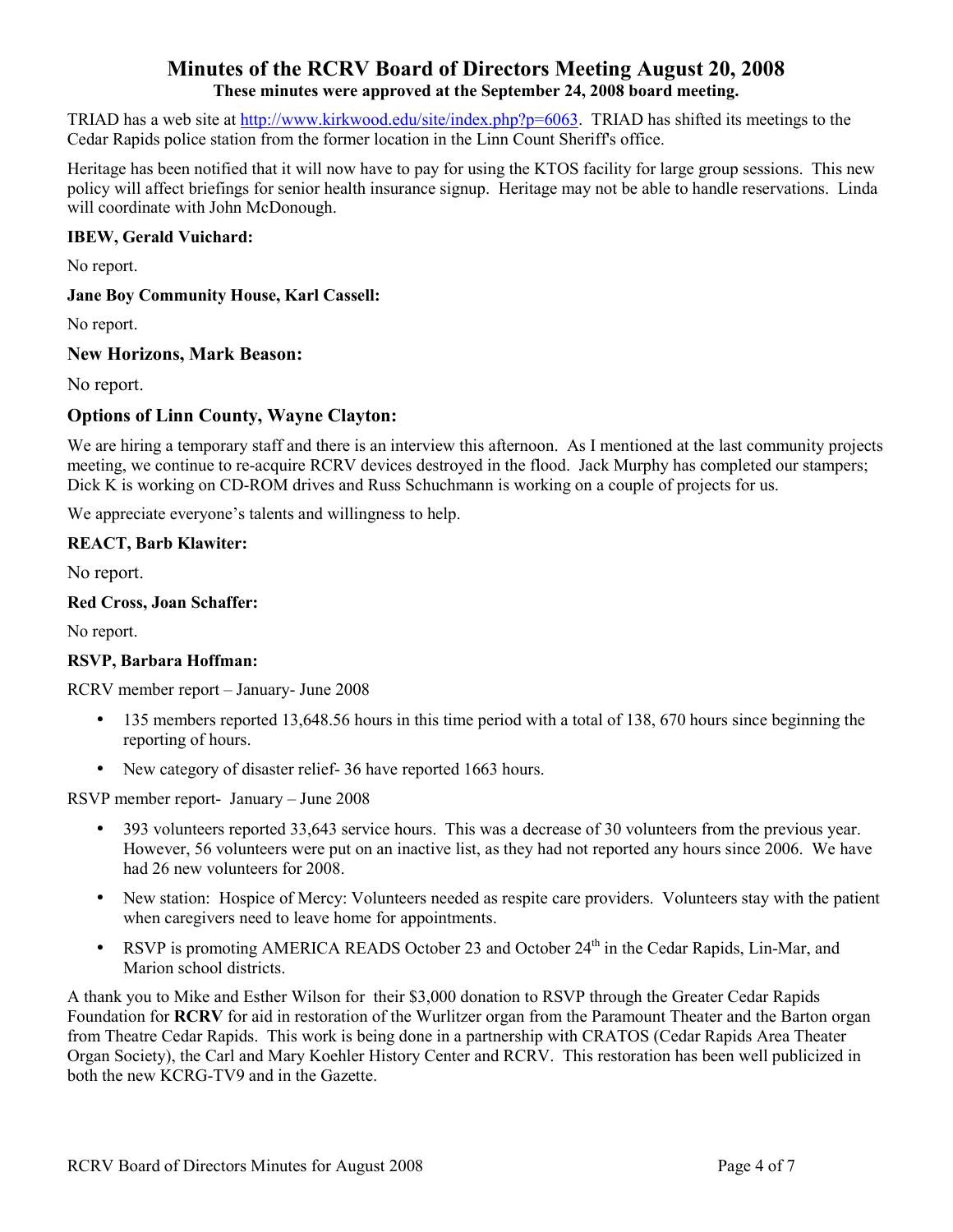# Minutes of the RCRV Board of Directors Meeting August 20, 2008

**These minutes were approved at the September 24, 2008 board meeting.**

TRIAD has a web site at http://www.kirkwood.edu/site/index.php?p=6063. TRIAD has shifted its meetings to the Cedar Rapids police station from the former location in the Linn Count Sheriff's office.

Heritage has been notified that it will now have to pay for using the KTOS facility for large group sessions. This new policy will affect briefings for senior health insurance signup. Heritage may not be able to handle reservations. Linda will coordinate with John McDonough.

**IBEW, Gerald Vuichard:**

No report.

**Jane Boy Community House, Karl Cassell:**

No report.

**New Horizons, Mark Beason:**

No report.

**Options of Linn County, Wayne Clayton:**

We are hiring a temporary staff and there is an interview this afternoon. As I mentioned at the last community projects meeting, we continue to re-acquire RCRV devices destroyed in the flood. Jack Murphy has completed our stampers; Dick K is working on CD-ROM drives and Russ Schuchmann is working on a couple of projects for us.

We appreciate everyone's talents and willingness to help.

**REACT, Barb Klawiter:**

No report.

**Red Cross, Joan Schaffer:**

No report.

**RSVP, Barbara Hoffman:**

RCRV member report – January- June 2008

- 135 members reported 13,648.56 hours in this time period with a total of 138, 670 hours since beginning the reporting of hours.
- New category of disaster relief- 36 have reported 1663 hours.

RSVP member report- January – June 2008

- 393 volunteers reported 33,643 service hours. This was a decrease of 30 volunteers from the previous year. However, 56 volunteers were put on an inactive list, as they had not reported any hours since 2006. We have had 26 new volunteers for 2008.
- New station: Hospice of Mercy: Volunteers needed as respite care providers. Volunteers stay with the patient when caregivers need to leave home for appointments.
- RSVP is promoting AMERICA READS October 23 and October 24th in the Cedar Rapids, Lin-Mar, and Marion school districts.

A thank you to Mike and Esther Wilson for their $3,000 donation to RSVP through the Greater Cedar Rapids Foundation for **RCRV** for aid in restoration of the Wurlitzer organ from the Paramount Theater and the Barton organ from Theatre Cedar Rapids. This work is being done in a partnership with CRATOS (Cedar Rapids Area Theater Organ Society), the Carl and Mary Koehler History Center and RCRV. This restoration has been well publicized in both the new KCRG-TV9 and in the Gazette.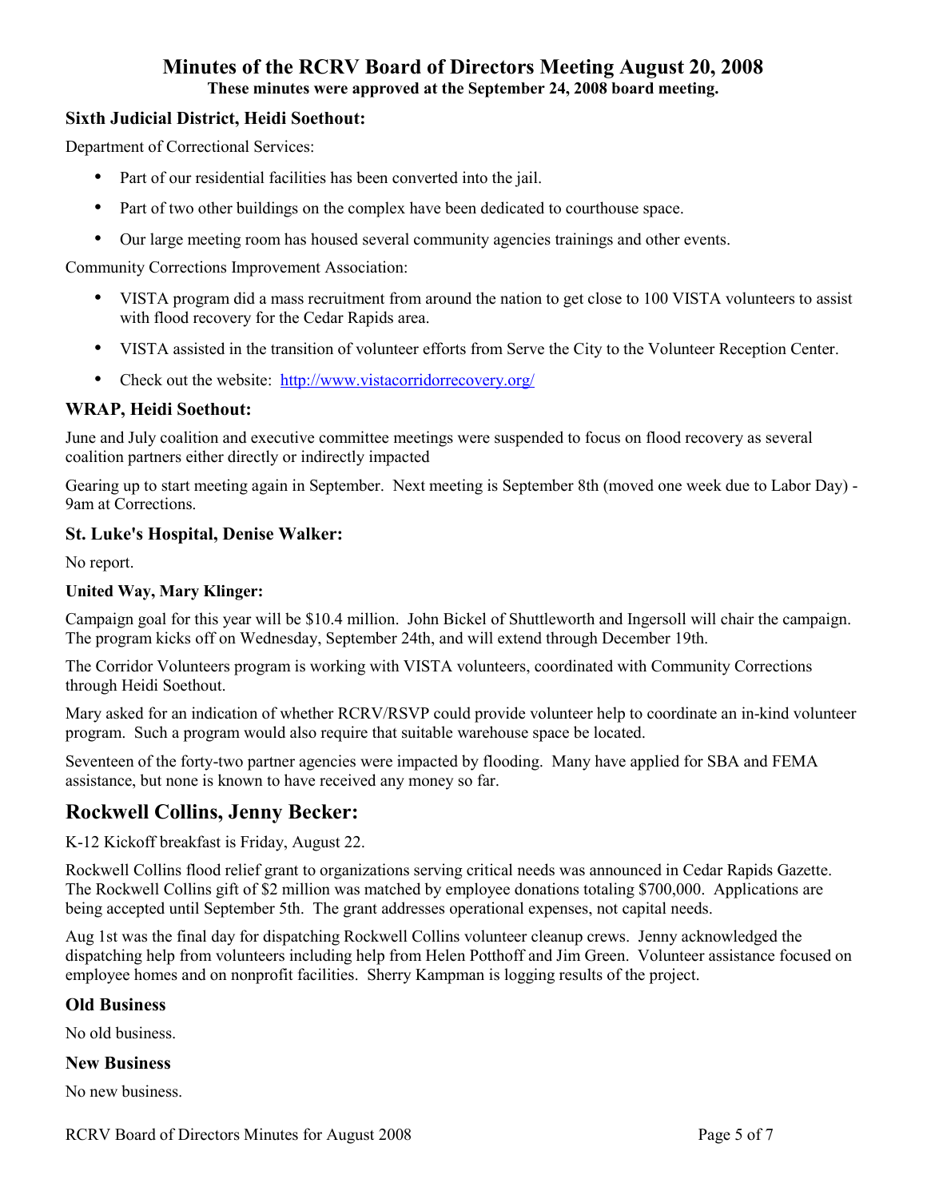# Minutes of the RCRV Board of Directors Meeting August 20, 2008

**These minutes were approved at the September 24, 2008 board meeting.**

### Sixth Judicial District, Heidi Soethout:

Department of Correctional Services:

- Part of our residential facilities has been converted into the jail.
- Part of two other buildings on the complex have been dedicated to courthouse space.
- Our large meeting room has housed several community agencies trainings and other events.

Community Corrections Improvement Association:

- VISTA program did a mass recruitment from around the nation to get close to 100 VISTA volunteers to assist with flood recovery for the Cedar Rapids area.
- VISTA assisted in the transition of volunteer efforts from Serve the City to the Volunteer Reception Center.
- Check out the website: http://www.vistacorridorrecovery.org/

### WRAP, Heidi Soethout:

June and July coalition and executive committee meetings were suspended to focus on flood recovery as several coalition partners either directly or indirectly impacted

Gearing up to start meeting again in September. Next meeting is September 8th (moved one week due to Labor Day) - 9am at Corrections.

### St. Luke's Hospital, Denise Walker:

No report.

#### United Way, Mary Klinger:

Campaign goal for this year will be $10.4 million. John Bickel of Shuttleworth and Ingersoll will chair the campaign. The program kicks off on Wednesday, September 24th, and will extend through December 19th.

The Corridor Volunteers program is working with VISTA volunteers, coordinated with Community Corrections through Heidi Soethout.

Mary asked for an indication of whether RCRV/RSVP could provide volunteer help to coordinate an in-kind volunteer program. Such a program would also require that suitable warehouse space be located.

Seventeen of the forty-two partner agencies were impacted by flooding. Many have applied for SBA and FEMA assistance, but none is known to have received any money so far.

## Rockwell Collins, Jenny Becker:

K-12 Kickoff breakfast is Friday, August 22.

Rockwell Collins flood relief grant to organizations serving critical needs was announced in Cedar Rapids Gazette. The Rockwell Collins gift of $2 million was matched by employee donations totaling $700,000. Applications are being accepted until September 5th. The grant addresses operational expenses, not capital needs.

Aug 1st was the final day for dispatching Rockwell Collins volunteer cleanup crews. Jenny acknowledged the dispatching help from volunteers including help from Helen Potthoff and Jim Green. Volunteer assistance focused on employee homes and on nonprofit facilities. Sherry Kampman is logging results of the project.

### Old Business

No old business.

### New Business

No new business.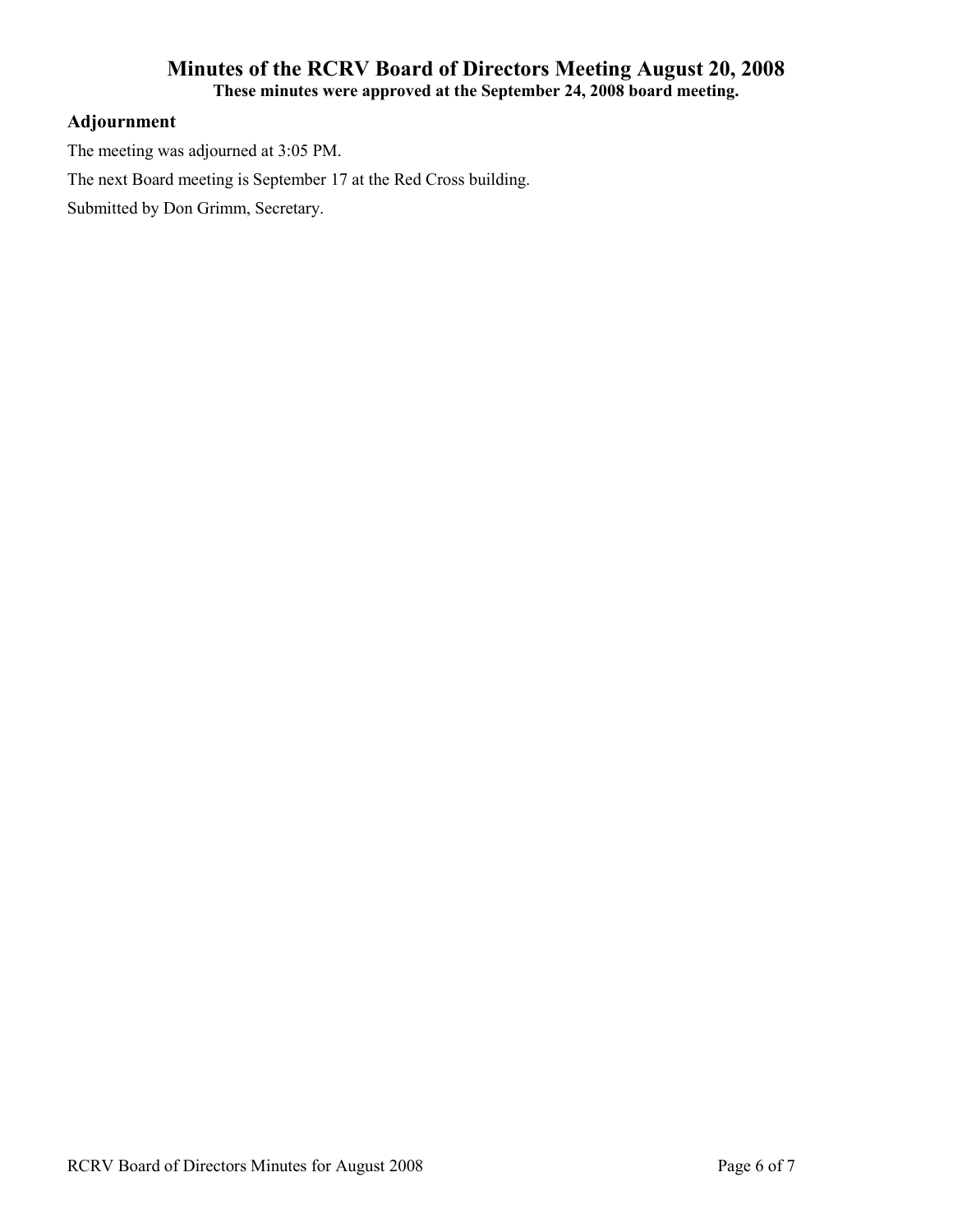# Minutes of the RCRV Board of Directors Meeting August 20, 2008

**These minutes were approved at the September 24, 2008 board meeting.**

## Adjournment

The meeting was adjourned at 3:05 PM.

The next Board meeting is September 17 at the Red Cross building.

Submitted by Don Grimm, Secretary.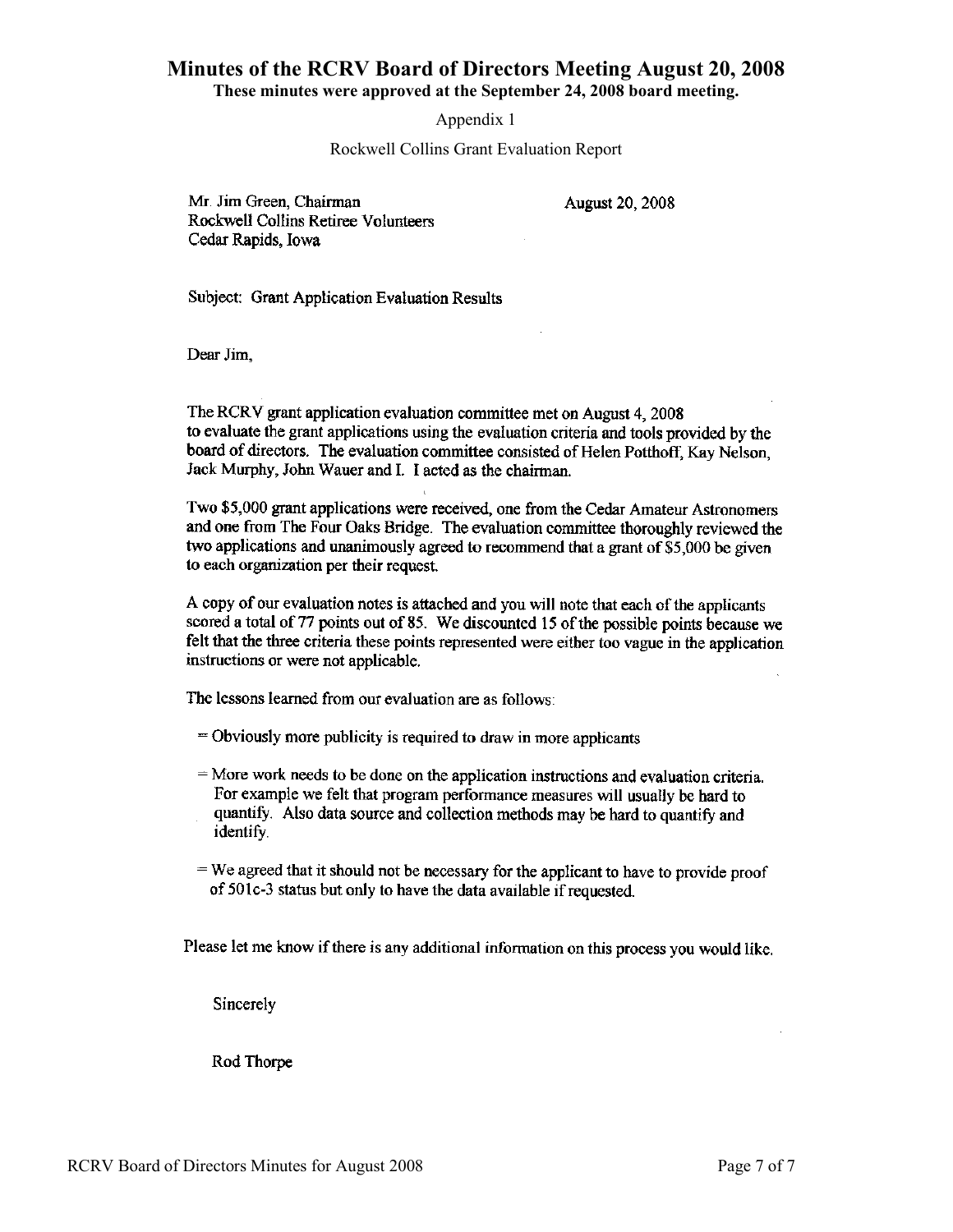# Minutes of the RCRV Board of Directors Meeting August 20, 2008

**These minutes were approved at the September 24, 2008 board meeting.**

Appendix 1

Rockwell Collins Grant Evaluation Report

Mr. Jim Green, Chairman
Rockwell Collins Retiree Volunteers
Cedar Rapids, Iowa

August 20, 2008

Subject: Grant Application Evaluation Results

Dear Jim,

The RCRV grant application evaluation committee met on August 4, 2008 to evaluate the grant applications using the evaluation criteria and tools provided by the board of directors. The evaluation committee consisted of Helen Potthoff, Kay Nelson, Jack Murphy, John Wauer and I. I acted as the chairman.

Two $5,000 grant applications were received, one from the Cedar Amateur Astronomers and one from The Four Oaks Bridge. The evaluation committee thoroughly reviewed the two applications and unanimously agreed to recommend that a grant of $5,000 be given to each organization per their request.

A copy of our evaluation notes is attached and you will note that each of the applicants scored a total of 77 points out of 85. We discounted 15 of the possible points because we felt that the three criteria these points represented were either too vague in the application instructions or were not applicable.

The lessons learned from our evaluation are as follows:

- Obviously more publicity is required to draw in more applicants
- More work needs to be done on the application instructions and evaluation criteria. For example we felt that program performance measures will usually be hard to quantify. Also data source and collection methods may be hard to quantify and identify.
- We agreed that it should not be necessary for the applicant to have to provide proof of 501c-3 status but only to have the data available if requested.

Please let me know if there is any additional information on this process you would like.

Sincerely

Rod Thorpe